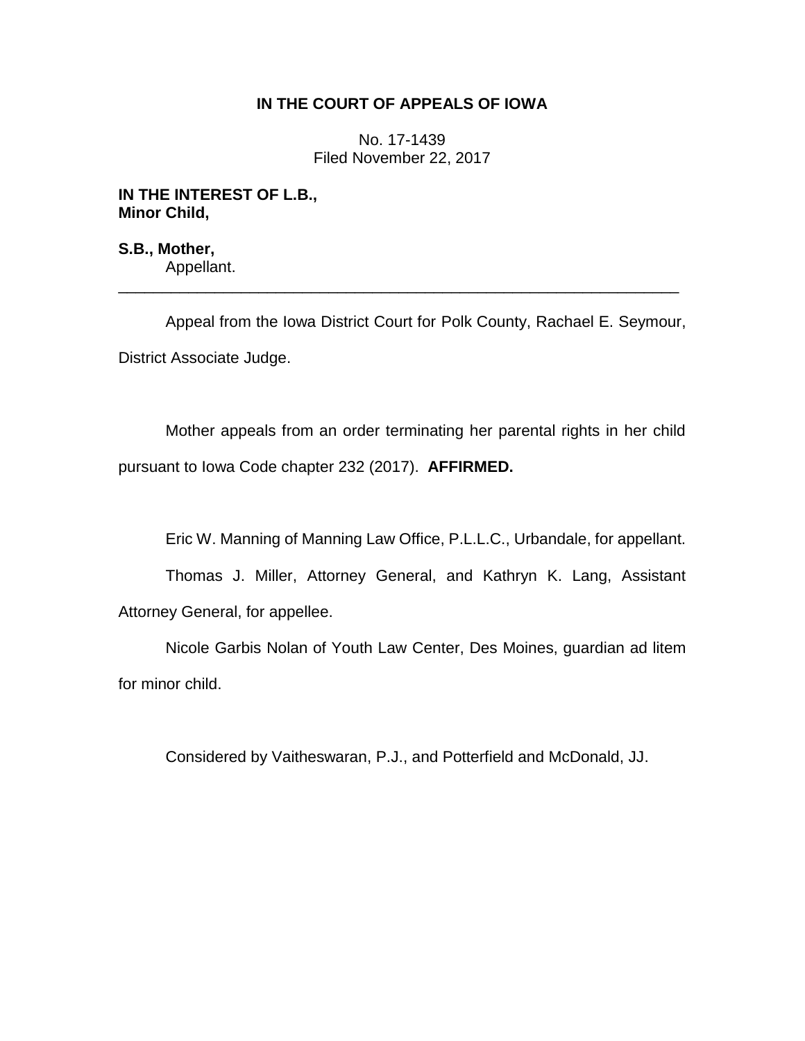**IN THE COURT OF APPEALS OF IOWA**

No. 17-1439
Filed November 22, 2017

**IN THE INTEREST OF L.B.,**
**Minor Child,**

**S.B., Mother,**
Appellant.

---

Appeal from the Iowa District Court for Polk County, Rachael E. Seymour, District Associate Judge.

Mother appeals from an order terminating her parental rights in her child pursuant to Iowa Code chapter 232 (2017). **AFFIRMED.**

Eric W. Manning of Manning Law Office, P.L.L.C., Urbandale, for appellant.

Thomas J. Miller, Attorney General, and Kathryn K. Lang, Assistant Attorney General, for appellee.

Nicole Garbis Nolan of Youth Law Center, Des Moines, guardian ad litem for minor child.

Considered by Vaitheswaran, P.J., and Potterfield and McDonald, JJ.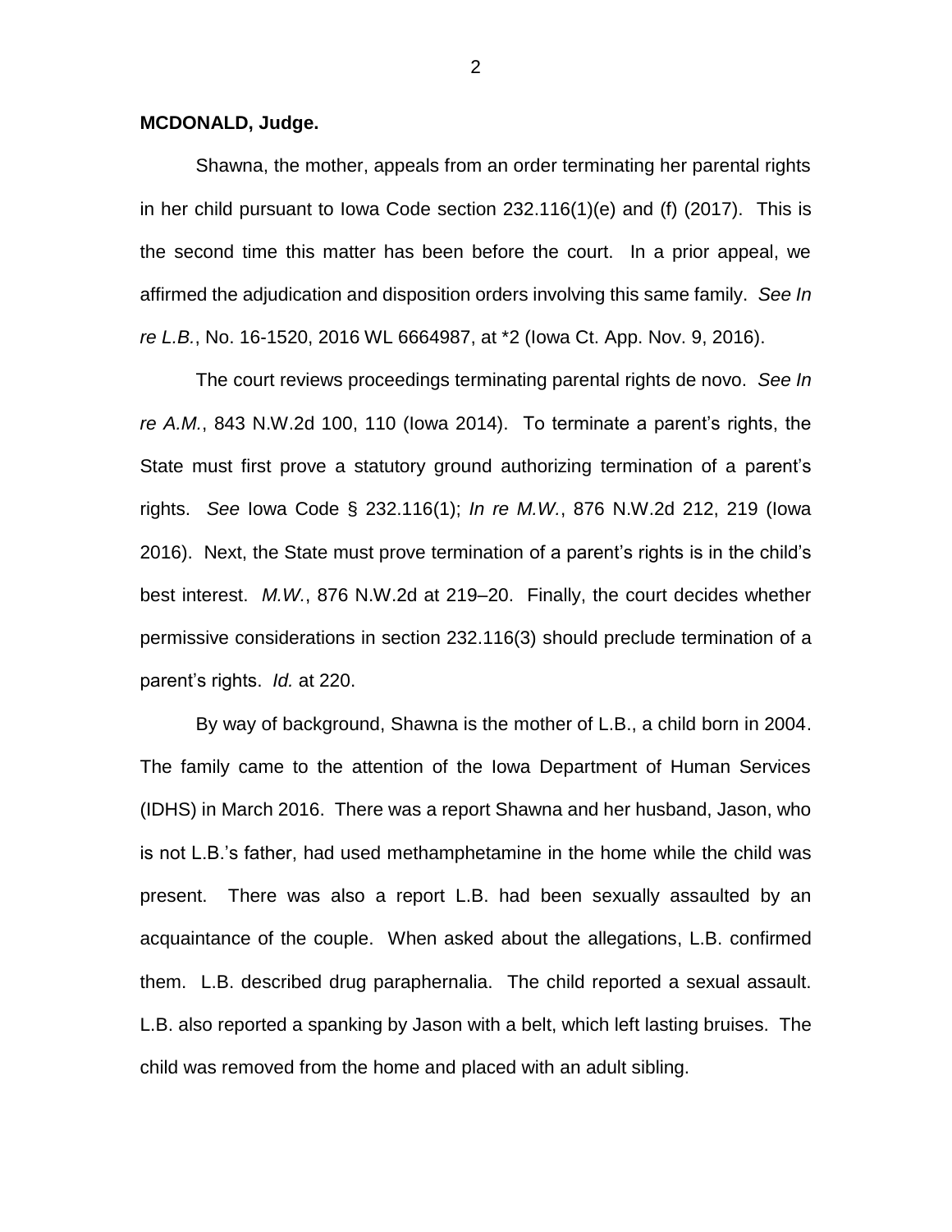**MCDONALD, Judge.**

Shawna, the mother, appeals from an order terminating her parental rights in her child pursuant to Iowa Code section 232.116(1)(e) and (f) (2017). This is the second time this matter has been before the court. In a prior appeal, we affirmed the adjudication and disposition orders involving this same family. *See In re L.B.*, No. 16-1520, 2016 WL 6664987, at *2 (Iowa Ct. App. Nov. 9, 2016).

The court reviews proceedings terminating parental rights de novo. *See In re A.M.*, 843 N.W.2d 100, 110 (Iowa 2014). To terminate a parent's rights, the State must first prove a statutory ground authorizing termination of a parent's rights. *See* Iowa Code § 232.116(1); *In re M.W.*, 876 N.W.2d 212, 219 (Iowa 2016). Next, the State must prove termination of a parent's rights is in the child's best interest. *M.W.*, 876 N.W.2d at 219–20. Finally, the court decides whether permissive considerations in section 232.116(3) should preclude termination of a parent's rights. *Id.* at 220.

By way of background, Shawna is the mother of L.B., a child born in 2004. The family came to the attention of the Iowa Department of Human Services (IDHS) in March 2016. There was a report Shawna and her husband, Jason, who is not L.B.'s father, had used methamphetamine in the home while the child was present. There was also a report L.B. had been sexually assaulted by an acquaintance of the couple. When asked about the allegations, L.B. confirmed them. L.B. described drug paraphernalia. The child reported a sexual assault. L.B. also reported a spanking by Jason with a belt, which left lasting bruises. The child was removed from the home and placed with an adult sibling.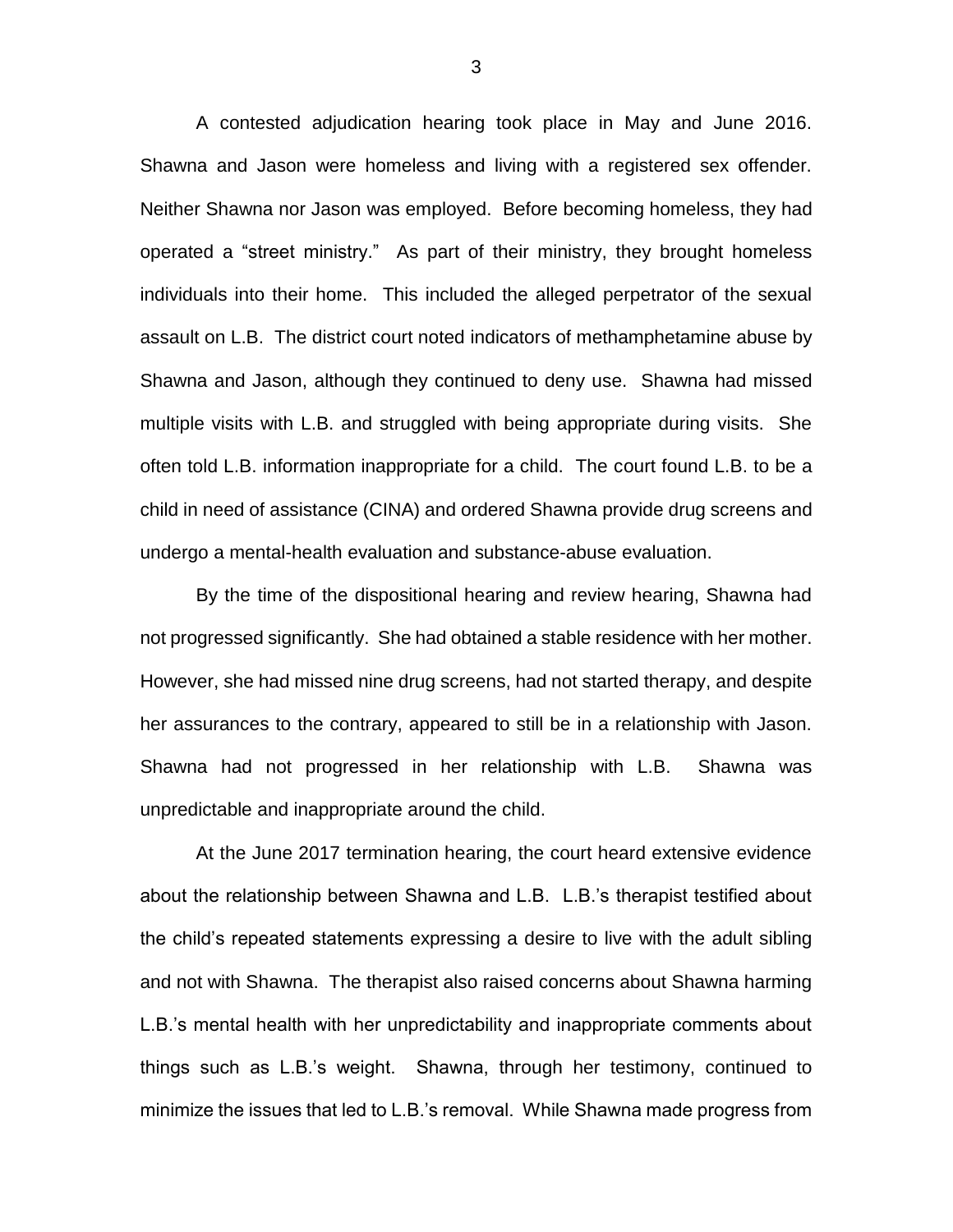A contested adjudication hearing took place in May and June 2016. Shawna and Jason were homeless and living with a registered sex offender. Neither Shawna nor Jason was employed. Before becoming homeless, they had operated a "street ministry." As part of their ministry, they brought homeless individuals into their home. This included the alleged perpetrator of the sexual assault on L.B. The district court noted indicators of methamphetamine abuse by Shawna and Jason, although they continued to deny use. Shawna had missed multiple visits with L.B. and struggled with being appropriate during visits. She often told L.B. information inappropriate for a child. The court found L.B. to be a child in need of assistance (CINA) and ordered Shawna provide drug screens and undergo a mental-health evaluation and substance-abuse evaluation.

By the time of the dispositional hearing and review hearing, Shawna had not progressed significantly. She had obtained a stable residence with her mother. However, she had missed nine drug screens, had not started therapy, and despite her assurances to the contrary, appeared to still be in a relationship with Jason. Shawna had not progressed in her relationship with L.B. Shawna was unpredictable and inappropriate around the child.

At the June 2017 termination hearing, the court heard extensive evidence about the relationship between Shawna and L.B. L.B.'s therapist testified about the child's repeated statements expressing a desire to live with the adult sibling and not with Shawna. The therapist also raised concerns about Shawna harming L.B.'s mental health with her unpredictability and inappropriate comments about things such as L.B.'s weight. Shawna, through her testimony, continued to minimize the issues that led to L.B.'s removal. While Shawna made progress from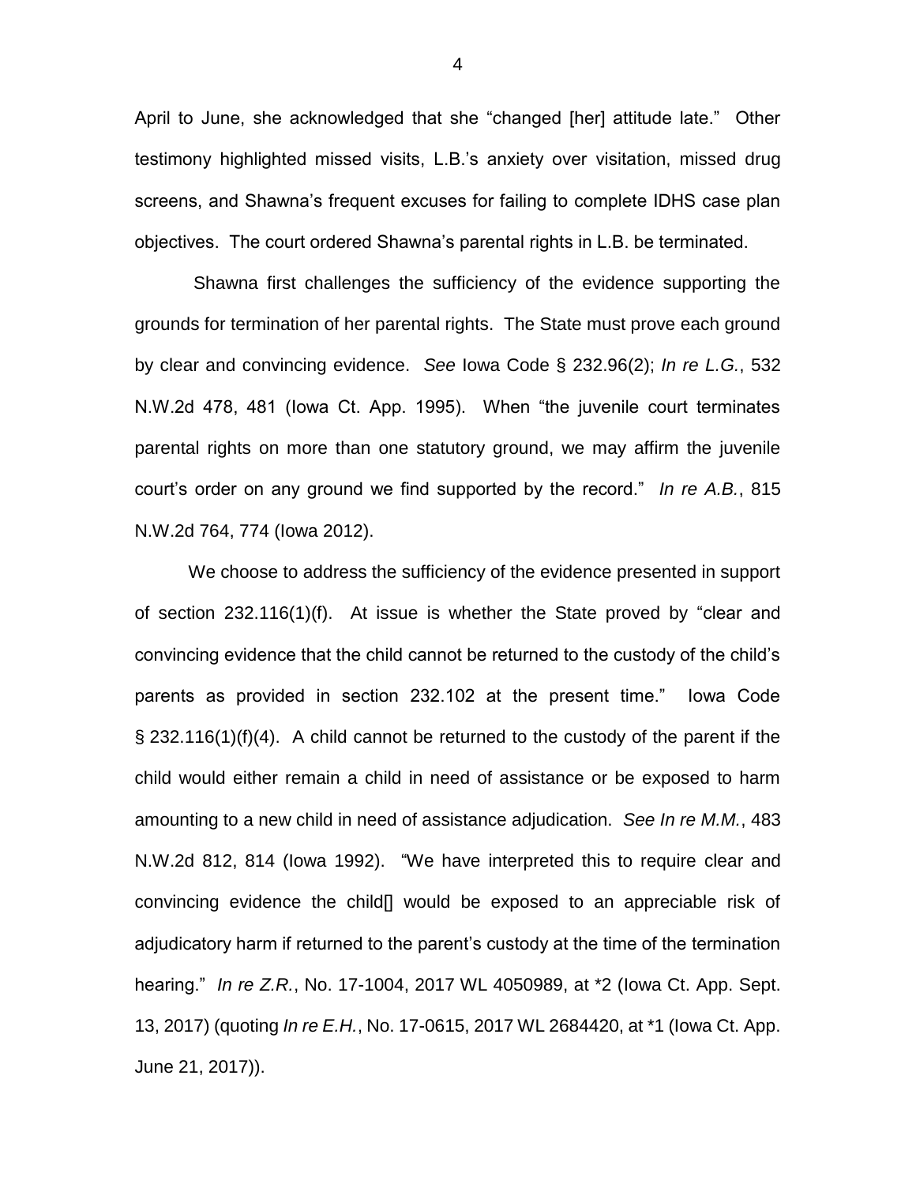April to June, she acknowledged that she "changed [her] attitude late." Other testimony highlighted missed visits, L.B.'s anxiety over visitation, missed drug screens, and Shawna's frequent excuses for failing to complete IDHS case plan objectives. The court ordered Shawna's parental rights in L.B. be terminated.

Shawna first challenges the sufficiency of the evidence supporting the grounds for termination of her parental rights. The State must prove each ground by clear and convincing evidence. *See* Iowa Code § 232.96(2); *In re L.G.*, 532 N.W.2d 478, 481 (Iowa Ct. App. 1995). When "the juvenile court terminates parental rights on more than one statutory ground, we may affirm the juvenile court's order on any ground we find supported by the record." *In re A.B.*, 815 N.W.2d 764, 774 (Iowa 2012).

We choose to address the sufficiency of the evidence presented in support of section 232.116(1)(f). At issue is whether the State proved by "clear and convincing evidence that the child cannot be returned to the custody of the child's parents as provided in section 232.102 at the present time." Iowa Code § 232.116(1)(f)(4). A child cannot be returned to the custody of the parent if the child would either remain a child in need of assistance or be exposed to harm amounting to a new child in need of assistance adjudication. *See In re M.M.*, 483 N.W.2d 812, 814 (Iowa 1992). "We have interpreted this to require clear and convincing evidence the child[] would be exposed to an appreciable risk of adjudicatory harm if returned to the parent's custody at the time of the termination hearing." *In re Z.R.*, No. 17-1004, 2017 WL 4050989, at *2 (Iowa Ct. App. Sept. 13, 2017) (quoting *In re E.H.*, No. 17-0615, 2017 WL 2684420, at *1 (Iowa Ct. App. June 21, 2017)).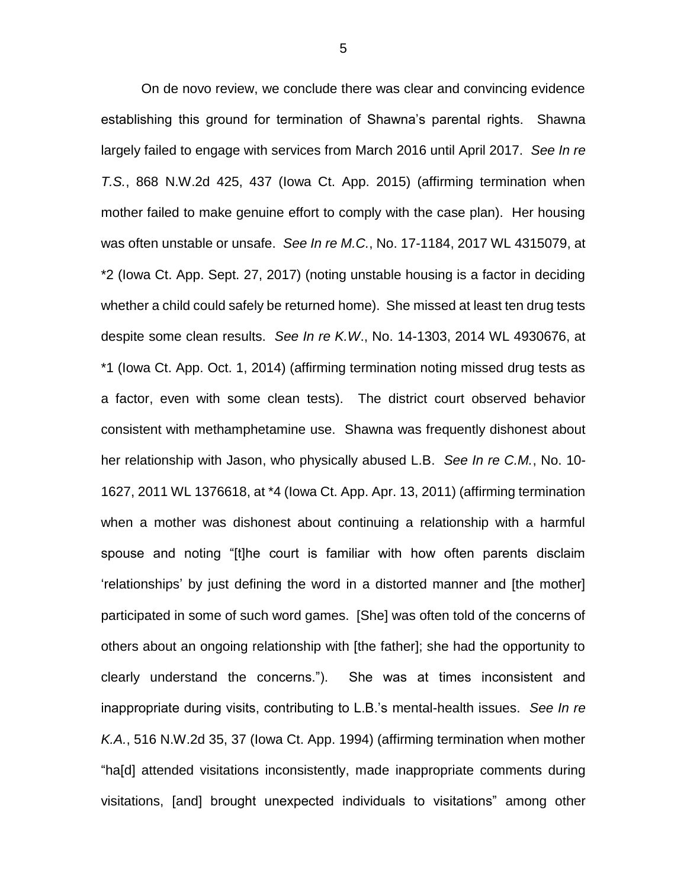On de novo review, we conclude there was clear and convincing evidence establishing this ground for termination of Shawna's parental rights. Shawna largely failed to engage with services from March 2016 until April 2017. *See In re T.S.*, 868 N.W.2d 425, 437 (Iowa Ct. App. 2015) (affirming termination when mother failed to make genuine effort to comply with the case plan). Her housing was often unstable or unsafe. *See In re M.C.*, No. 17-1184, 2017 WL 4315079, at *2 (Iowa Ct. App. Sept. 27, 2017) (noting unstable housing is a factor in deciding whether a child could safely be returned home). She missed at least ten drug tests despite some clean results. *See In re K.W*., No. 14-1303, 2014 WL 4930676, at *1 (Iowa Ct. App. Oct. 1, 2014) (affirming termination noting missed drug tests as a factor, even with some clean tests). The district court observed behavior consistent with methamphetamine use. Shawna was frequently dishonest about her relationship with Jason, who physically abused L.B. *See In re C.M.*, No. 10-1627, 2011 WL 1376618, at *4 (Iowa Ct. App. Apr. 13, 2011) (affirming termination when a mother was dishonest about continuing a relationship with a harmful spouse and noting "[t]he court is familiar with how often parents disclaim 'relationships' by just defining the word in a distorted manner and [the mother] participated in some of such word games. [She] was often told of the concerns of others about an ongoing relationship with [the father]; she had the opportunity to clearly understand the concerns."). She was at times inconsistent and inappropriate during visits, contributing to L.B.'s mental-health issues. *See In re K.A.*, 516 N.W.2d 35, 37 (Iowa Ct. App. 1994) (affirming termination when mother "ha[d] attended visitations inconsistently, made inappropriate comments during visitations, [and] brought unexpected individuals to visitations" among other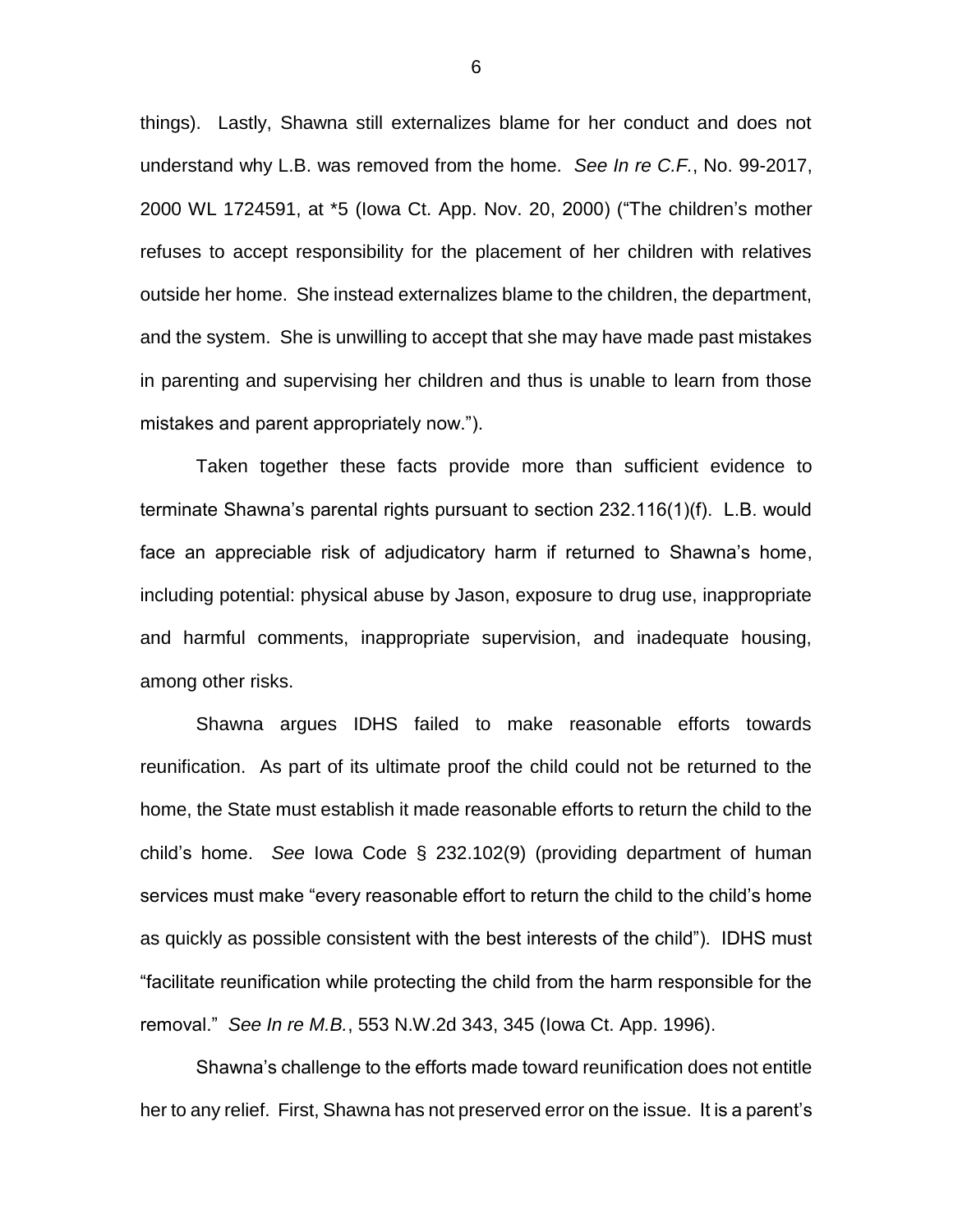things). Lastly, Shawna still externalizes blame for her conduct and does not understand why L.B. was removed from the home. *See In re C.F.*, No. 99-2017, 2000 WL 1724591, at *5 (Iowa Ct. App. Nov. 20, 2000) ("The children's mother refuses to accept responsibility for the placement of her children with relatives outside her home. She instead externalizes blame to the children, the department, and the system. She is unwilling to accept that she may have made past mistakes in parenting and supervising her children and thus is unable to learn from those mistakes and parent appropriately now.").

Taken together these facts provide more than sufficient evidence to terminate Shawna's parental rights pursuant to section 232.116(1)(f). L.B. would face an appreciable risk of adjudicatory harm if returned to Shawna's home, including potential: physical abuse by Jason, exposure to drug use, inappropriate and harmful comments, inappropriate supervision, and inadequate housing, among other risks.

Shawna argues IDHS failed to make reasonable efforts towards reunification. As part of its ultimate proof the child could not be returned to the home, the State must establish it made reasonable efforts to return the child to the child's home. *See* Iowa Code § 232.102(9) (providing department of human services must make "every reasonable effort to return the child to the child's home as quickly as possible consistent with the best interests of the child"). IDHS must "facilitate reunification while protecting the child from the harm responsible for the removal." *See In re M.B.*, 553 N.W.2d 343, 345 (Iowa Ct. App. 1996).

Shawna's challenge to the efforts made toward reunification does not entitle her to any relief. First, Shawna has not preserved error on the issue. It is a parent's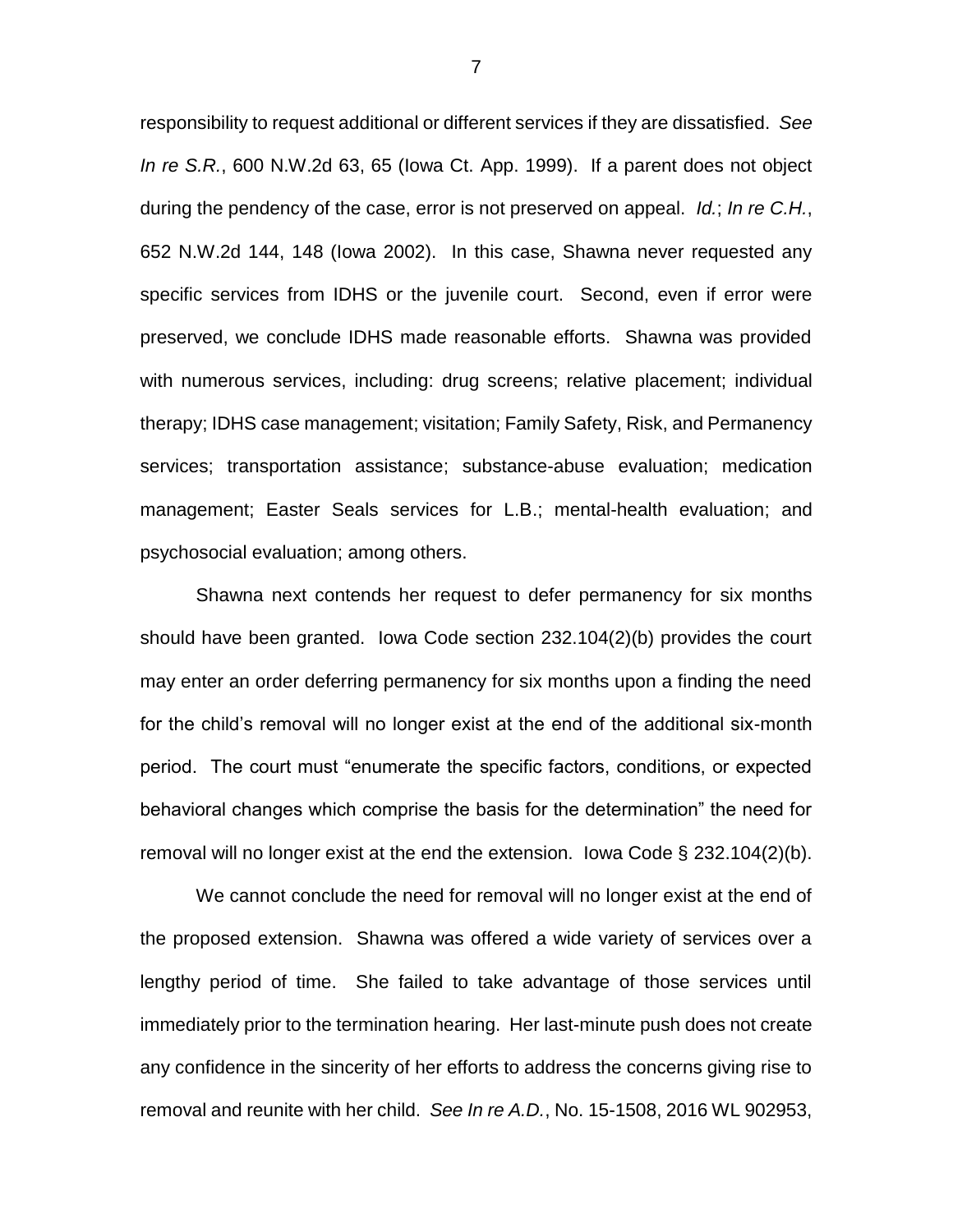responsibility to request additional or different services if they are dissatisfied. *See In re S.R.*, 600 N.W.2d 63, 65 (Iowa Ct. App. 1999). If a parent does not object during the pendency of the case, error is not preserved on appeal. *Id.*; *In re C.H.*, 652 N.W.2d 144, 148 (Iowa 2002). In this case, Shawna never requested any specific services from IDHS or the juvenile court. Second, even if error were preserved, we conclude IDHS made reasonable efforts. Shawna was provided with numerous services, including: drug screens; relative placement; individual therapy; IDHS case management; visitation; Family Safety, Risk, and Permanency services; transportation assistance; substance-abuse evaluation; medication management; Easter Seals services for L.B.; mental-health evaluation; and psychosocial evaluation; among others.

Shawna next contends her request to defer permanency for six months should have been granted. Iowa Code section 232.104(2)(b) provides the court may enter an order deferring permanency for six months upon a finding the need for the child's removal will no longer exist at the end of the additional six-month period. The court must "enumerate the specific factors, conditions, or expected behavioral changes which comprise the basis for the determination" the need for removal will no longer exist at the end the extension. Iowa Code § 232.104(2)(b).

We cannot conclude the need for removal will no longer exist at the end of the proposed extension. Shawna was offered a wide variety of services over a lengthy period of time. She failed to take advantage of those services until immediately prior to the termination hearing. Her last-minute push does not create any confidence in the sincerity of her efforts to address the concerns giving rise to removal and reunite with her child. *See In re A.D.*, No. 15-1508, 2016 WL 902953,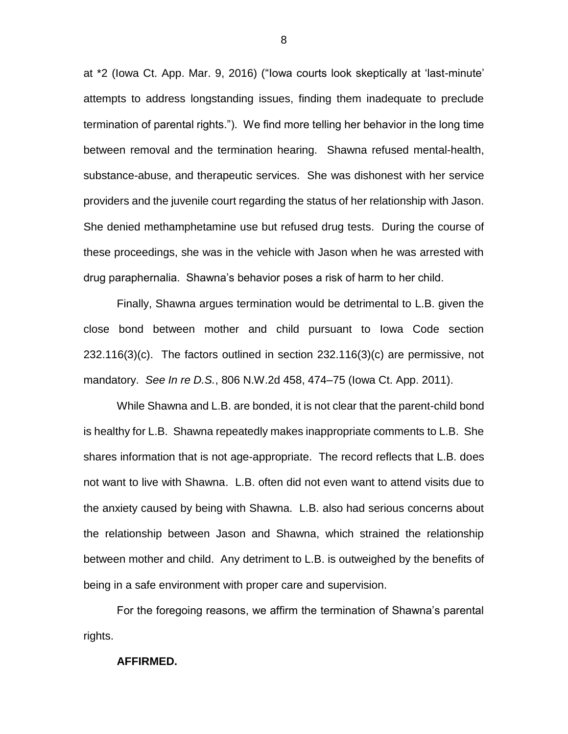at *2 (Iowa Ct. App. Mar. 9, 2016) ("Iowa courts look skeptically at 'last-minute' attempts to address longstanding issues, finding them inadequate to preclude termination of parental rights."). We find more telling her behavior in the long time between removal and the termination hearing. Shawna refused mental-health, substance-abuse, and therapeutic services. She was dishonest with her service providers and the juvenile court regarding the status of her relationship with Jason. She denied methamphetamine use but refused drug tests. During the course of these proceedings, she was in the vehicle with Jason when he was arrested with drug paraphernalia. Shawna's behavior poses a risk of harm to her child.

Finally, Shawna argues termination would be detrimental to L.B. given the close bond between mother and child pursuant to Iowa Code section 232.116(3)(c). The factors outlined in section 232.116(3)(c) are permissive, not mandatory. *See In re D.S.*, 806 N.W.2d 458, 474–75 (Iowa Ct. App. 2011).

While Shawna and L.B. are bonded, it is not clear that the parent-child bond is healthy for L.B. Shawna repeatedly makes inappropriate comments to L.B. She shares information that is not age-appropriate. The record reflects that L.B. does not want to live with Shawna. L.B. often did not even want to attend visits due to the anxiety caused by being with Shawna. L.B. also had serious concerns about the relationship between Jason and Shawna, which strained the relationship between mother and child. Any detriment to L.B. is outweighed by the benefits of being in a safe environment with proper care and supervision.

For the foregoing reasons, we affirm the termination of Shawna's parental rights.

**AFFIRMED.**